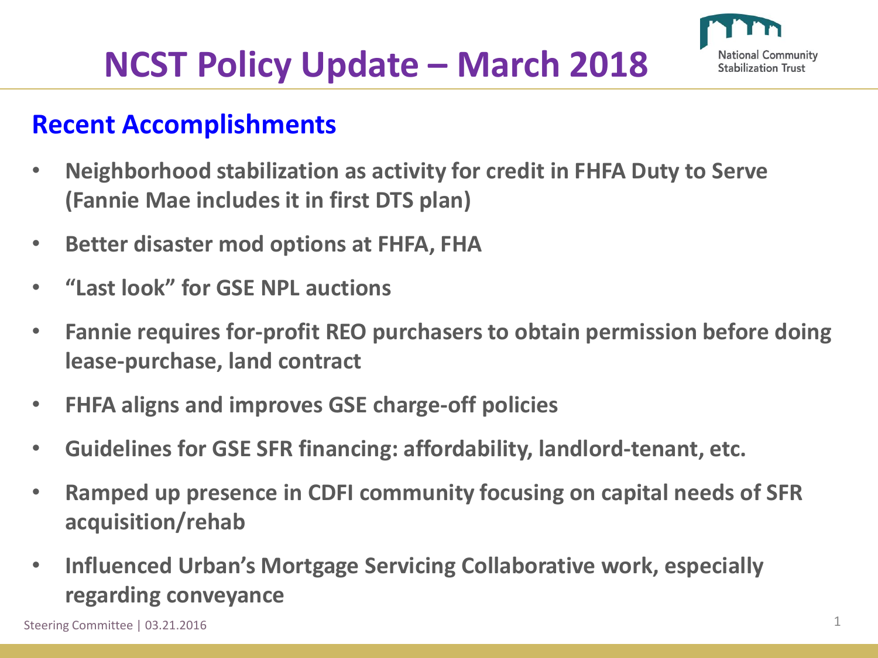# NCST Policy Update – March 2018

## Recent Accomplishments

- **Neighborhood stabilization as activity for credit in FHFA Duty to Serve (Fannie Mae includes it in first DTS plan)**
- **Better disaster mod options at FHFA, FHA**
- **"Last look" for GSE NPL auctions**
- **Fannie requires for-profit REO purchasers to obtain permission before doing lease-purchase, land contract**
- **FHFA aligns and improves GSE charge-off policies**
- **Guidelines for GSE SFR financing: affordability, landlord-tenant, etc.**
- **Ramped up presence in CDFI community focusing on capital needs of SFR acquisition/rehab**
- **Influenced Urban's Mortgage Servicing Collaborative work, especially regarding conveyance**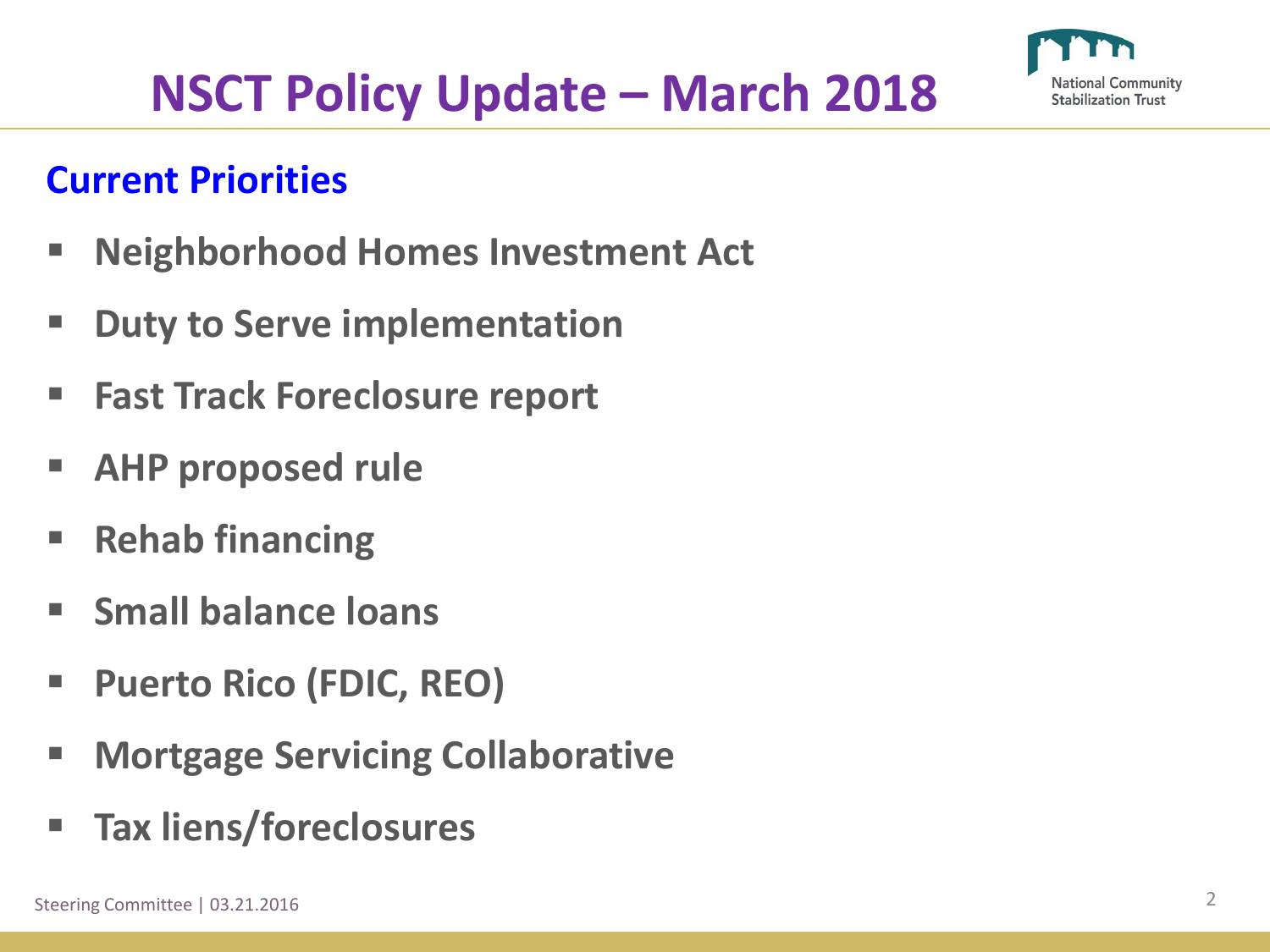# NSCT Policy Update – March 2018

## Current Priorities

- Neighborhood Homes Investment Act
- Duty to Serve implementation
- Fast Track Foreclosure report
- AHP proposed rule
- Rehab financing
- Small balance loans
- Puerto Rico (FDIC, REO)
- Mortgage Servicing Collaborative
- Tax liens/foreclosures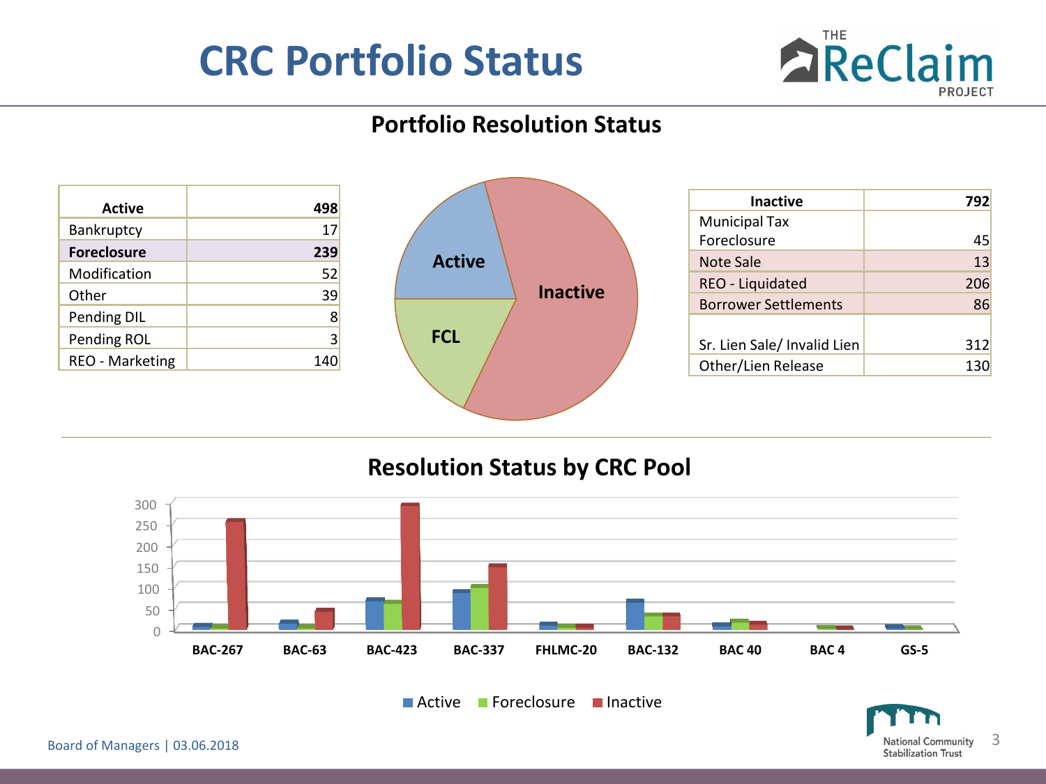# CRC Portfolio Status

## Portfolio Resolution Status

| Active | 498 |
|---|---|
| Bankruptcy | 17 |
| **Foreclosure** | **239** |
| Modification | 52 |
| Other | 39 |
| Pending DIL | 8 |
| Pending ROL | 3 |
| REO - Marketing | 140 |

| Inactive | 792 |
|---|---|
| Municipal Tax Foreclosure | 45 |
| Note Sale | 13 |
| REO - Liquidated | 206 |
| Borrower Settlements | 86 |
| Sr. Lien Sale/ Invalid Lien | 312 |
| Other/Lien Release | 130 |

## Resolution Status by CRC Pool

Board of Managers | 03.06.2018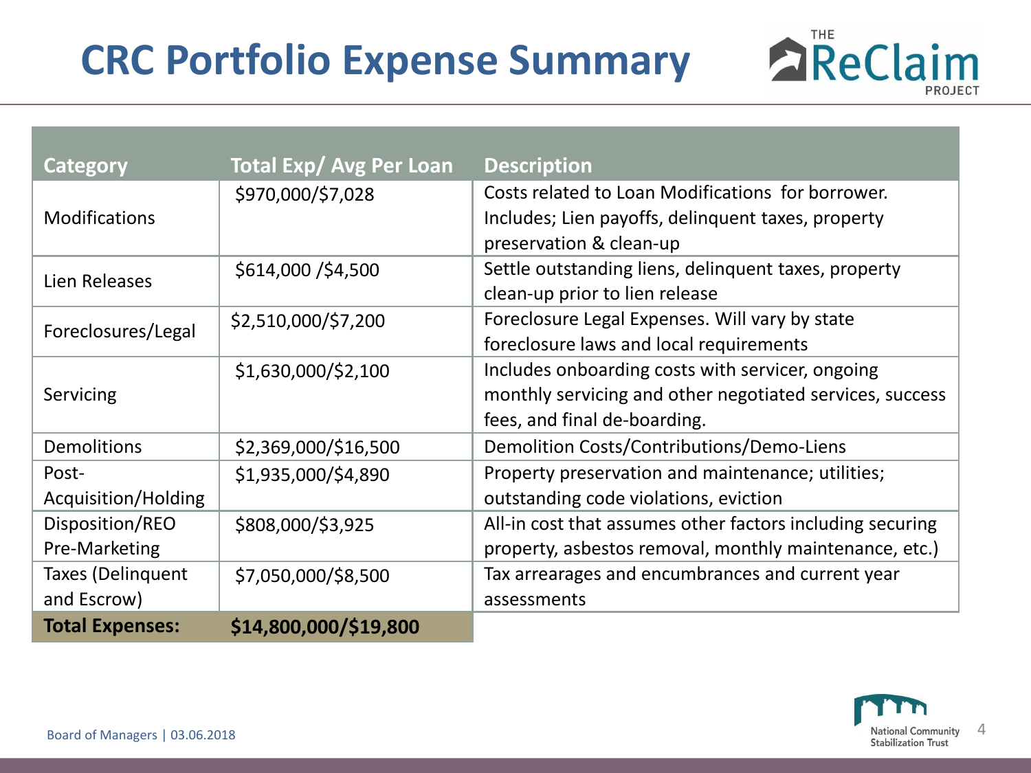# CRC Portfolio Expense Summary

| Category | Total Exp/ Avg Per Loan | Description |
|---|---|---|
| Modifications | $970,000/$7,028 | Costs related to Loan Modifications for borrower. Includes; Lien payoffs, delinquent taxes, property preservation & clean-up |
| Lien Releases | $614,000 /$4,500 | Settle outstanding liens, delinquent taxes, property clean-up prior to lien release |
| Foreclosures/Legal | $2,510,000/$7,200 | Foreclosure Legal Expenses. Will vary by state foreclosure laws and local requirements |
| Servicing | $1,630,000/$2,100 | Includes onboarding costs with servicer, ongoing monthly servicing and other negotiated services, success fees, and final de-boarding. |
| Demolitions | $2,369,000/$16,500 | Demolition Costs/Contributions/Demo-Liens |
| Post-Acquisition/Holding | $1,935,000/$4,890 | Property preservation and maintenance; utilities; outstanding code violations, eviction |
| Disposition/REO Pre-Marketing | $808,000/$3,925 | All-in cost that assumes other factors including securing property, asbestos removal, monthly maintenance, etc.) |
| Taxes (Delinquent and Escrow) | $7,050,000/$8,500 | Tax arrearages and encumbrances and current year assessments |
| **Total Expenses:** | **$14,800,000/$19,800** | |

Board of Managers | 03.06.2018